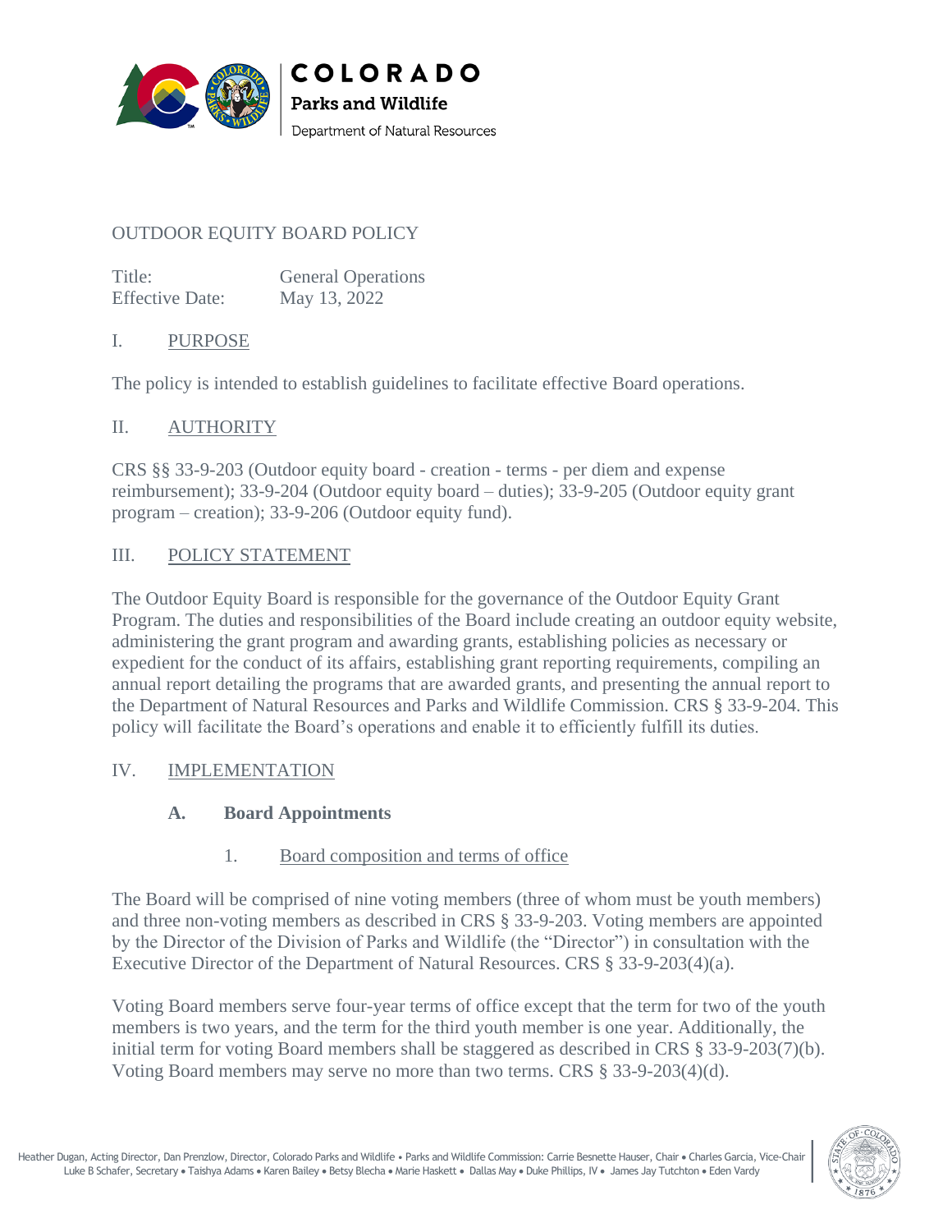# OUTDOOR EQUITY BOARD POLICY

| | |
|---|---|
| Title: | General Operations |
| Effective Date: | May 13, 2022 |

## I. PURPOSE

The policy is intended to establish guidelines to facilitate effective Board operations.

## II. AUTHORITY

CRS §§ 33-9-203 (Outdoor equity board - creation - terms - per diem and expense reimbursement); 33-9-204 (Outdoor equity board – duties); 33-9-205 (Outdoor equity grant program – creation); 33-9-206 (Outdoor equity fund).

## III. POLICY STATEMENT

The Outdoor Equity Board is responsible for the governance of the Outdoor Equity Grant Program. The duties and responsibilities of the Board include creating an outdoor equity website, administering the grant program and awarding grants, establishing policies as necessary or expedient for the conduct of its affairs, establishing grant reporting requirements, compiling an annual report detailing the programs that are awarded grants, and presenting the annual report to the Department of Natural Resources and Parks and Wildlife Commission. CRS § 33-9-204. This policy will facilitate the Board's operations and enable it to efficiently fulfill its duties.

## IV. IMPLEMENTATION

### A. Board Appointments

#### 1. Board composition and terms of office

The Board will be comprised of nine voting members (three of whom must be youth members) and three non-voting members as described in CRS § 33-9-203. Voting members are appointed by the Director of the Division of Parks and Wildlife (the "Director") in consultation with the Executive Director of the Department of Natural Resources. CRS § 33-9-203(4)(a).

Voting Board members serve four-year terms of office except that the term for two of the youth members is two years, and the term for the third youth member is one year. Additionally, the initial term for voting Board members shall be staggered as described in CRS § 33-9-203(7)(b). Voting Board members may serve no more than two terms. CRS § 33-9-203(4)(d).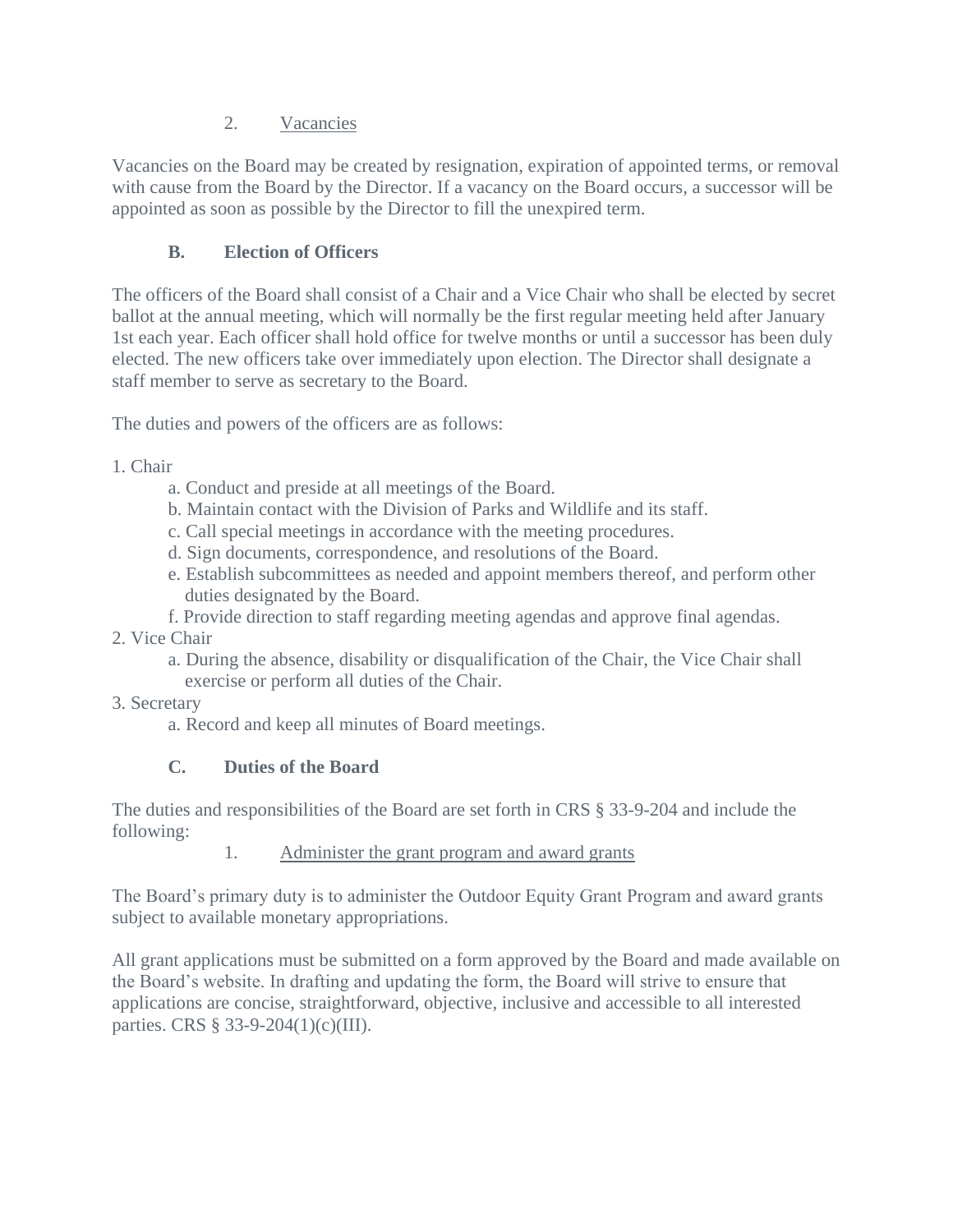2. Vacancies

Vacancies on the Board may be created by resignation, expiration of appointed terms, or removal with cause from the Board by the Director. If a vacancy on the Board occurs, a successor will be appointed as soon as possible by the Director to fill the unexpired term.

### B. Election of Officers

The officers of the Board shall consist of a Chair and a Vice Chair who shall be elected by secret ballot at the annual meeting, which will normally be the first regular meeting held after January 1st each year. Each officer shall hold office for twelve months or until a successor has been duly elected. The new officers take over immediately upon election. The Director shall designate a staff member to serve as secretary to the Board.

The duties and powers of the officers are as follows:

1. Chair
   - a. Conduct and preside at all meetings of the Board.
   - b. Maintain contact with the Division of Parks and Wildlife and its staff.
   - c. Call special meetings in accordance with the meeting procedures.
   - d. Sign documents, correspondence, and resolutions of the Board.
   - e. Establish subcommittees as needed and appoint members thereof, and perform other duties designated by the Board.
   - f. Provide direction to staff regarding meeting agendas and approve final agendas.
2. Vice Chair
   - a. During the absence, disability or disqualification of the Chair, the Vice Chair shall exercise or perform all duties of the Chair.
3. Secretary
   - a. Record and keep all minutes of Board meetings.

### C. Duties of the Board

The duties and responsibilities of the Board are set forth in CRS § 33-9-204 and include the following:

1. Administer the grant program and award grants

The Board's primary duty is to administer the Outdoor Equity Grant Program and award grants subject to available monetary appropriations.

All grant applications must be submitted on a form approved by the Board and made available on the Board's website. In drafting and updating the form, the Board will strive to ensure that applications are concise, straightforward, objective, inclusive and accessible to all interested parties. CRS § 33-9-204(1)(c)(III).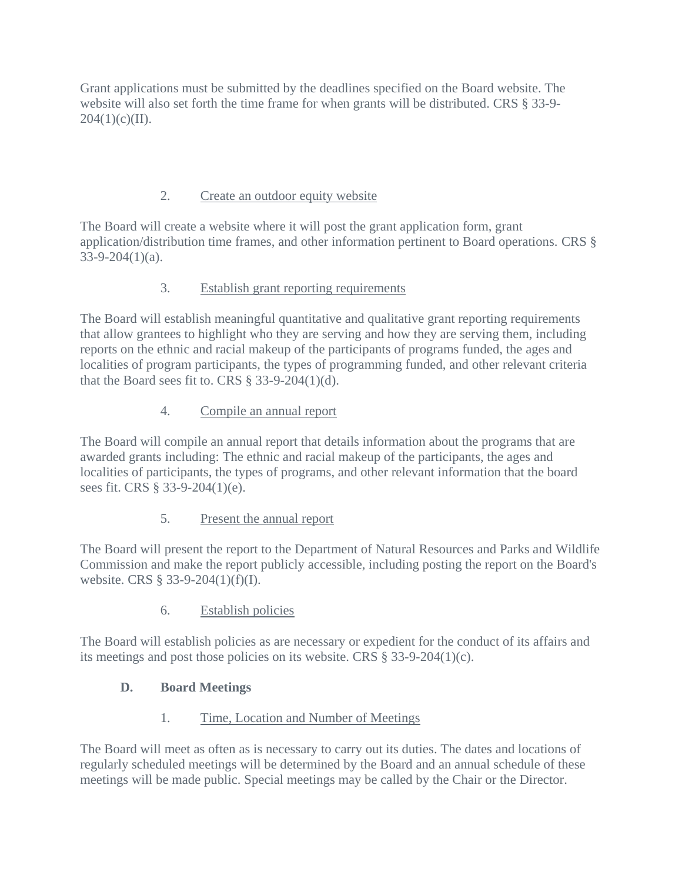Grant applications must be submitted by the deadlines specified on the Board website. The website will also set forth the time frame for when grants will be distributed. CRS § 33-9-204(1)(c)(II).

2. <u>Create an outdoor equity website</u>

The Board will create a website where it will post the grant application form, grant application/distribution time frames, and other information pertinent to Board operations. CRS § 33-9-204(1)(a).

3. <u>Establish grant reporting requirements</u>

The Board will establish meaningful quantitative and qualitative grant reporting requirements that allow grantees to highlight who they are serving and how they are serving them, including reports on the ethnic and racial makeup of the participants of programs funded, the ages and localities of program participants, the types of programming funded, and other relevant criteria that the Board sees fit to. CRS § 33-9-204(1)(d).

4. <u>Compile an annual report</u>

The Board will compile an annual report that details information about the programs that are awarded grants including: The ethnic and racial makeup of the participants, the ages and localities of participants, the types of programs, and other relevant information that the board sees fit. CRS § 33-9-204(1)(e).

5. <u>Present the annual report</u>

The Board will present the report to the Department of Natural Resources and Parks and Wildlife Commission and make the report publicly accessible, including posting the report on the Board's website. CRS § 33-9-204(1)(f)(I).

6. <u>Establish policies</u>

The Board will establish policies as are necessary or expedient for the conduct of its affairs and its meetings and post those policies on its website. CRS § 33-9-204(1)(c).

### D. Board Meetings

1. <u>Time, Location and Number of Meetings</u>

The Board will meet as often as is necessary to carry out its duties. The dates and locations of regularly scheduled meetings will be determined by the Board and an annual schedule of these meetings will be made public. Special meetings may be called by the Chair or the Director.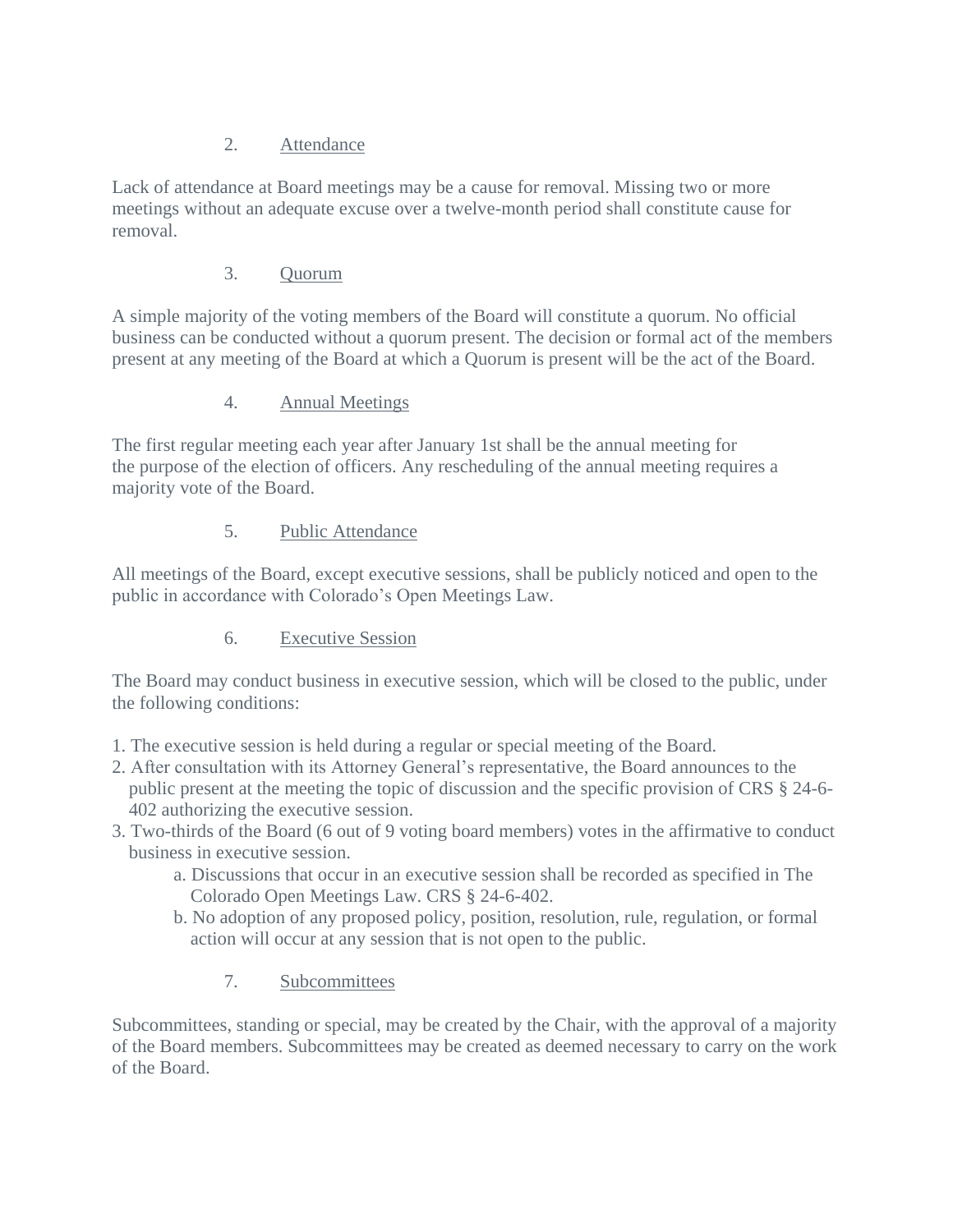2. Attendance

Lack of attendance at Board meetings may be a cause for removal. Missing two or more meetings without an adequate excuse over a twelve-month period shall constitute cause for removal.

3. Quorum

A simple majority of the voting members of the Board will constitute a quorum. No official business can be conducted without a quorum present. The decision or formal act of the members present at any meeting of the Board at which a Quorum is present will be the act of the Board.

4. Annual Meetings

The first regular meeting each year after January 1st shall be the annual meeting for the purpose of the election of officers. Any rescheduling of the annual meeting requires a majority vote of the Board.

5. Public Attendance

All meetings of the Board, except executive sessions, shall be publicly noticed and open to the public in accordance with Colorado's Open Meetings Law.

6. Executive Session

The Board may conduct business in executive session, which will be closed to the public, under the following conditions:

1. The executive session is held during a regular or special meeting of the Board.
2. After consultation with its Attorney General's representative, the Board announces to the public present at the meeting the topic of discussion and the specific provision of CRS § 24-6-402 authorizing the executive session.
3. Two-thirds of the Board (6 out of 9 voting board members) votes in the affirmative to conduct business in executive session.
    a. Discussions that occur in an executive session shall be recorded as specified in The Colorado Open Meetings Law. CRS § 24-6-402.
    b. No adoption of any proposed policy, position, resolution, rule, regulation, or formal action will occur at any session that is not open to the public.

7. Subcommittees

Subcommittees, standing or special, may be created by the Chair, with the approval of a majority of the Board members. Subcommittees may be created as deemed necessary to carry on the work of the Board.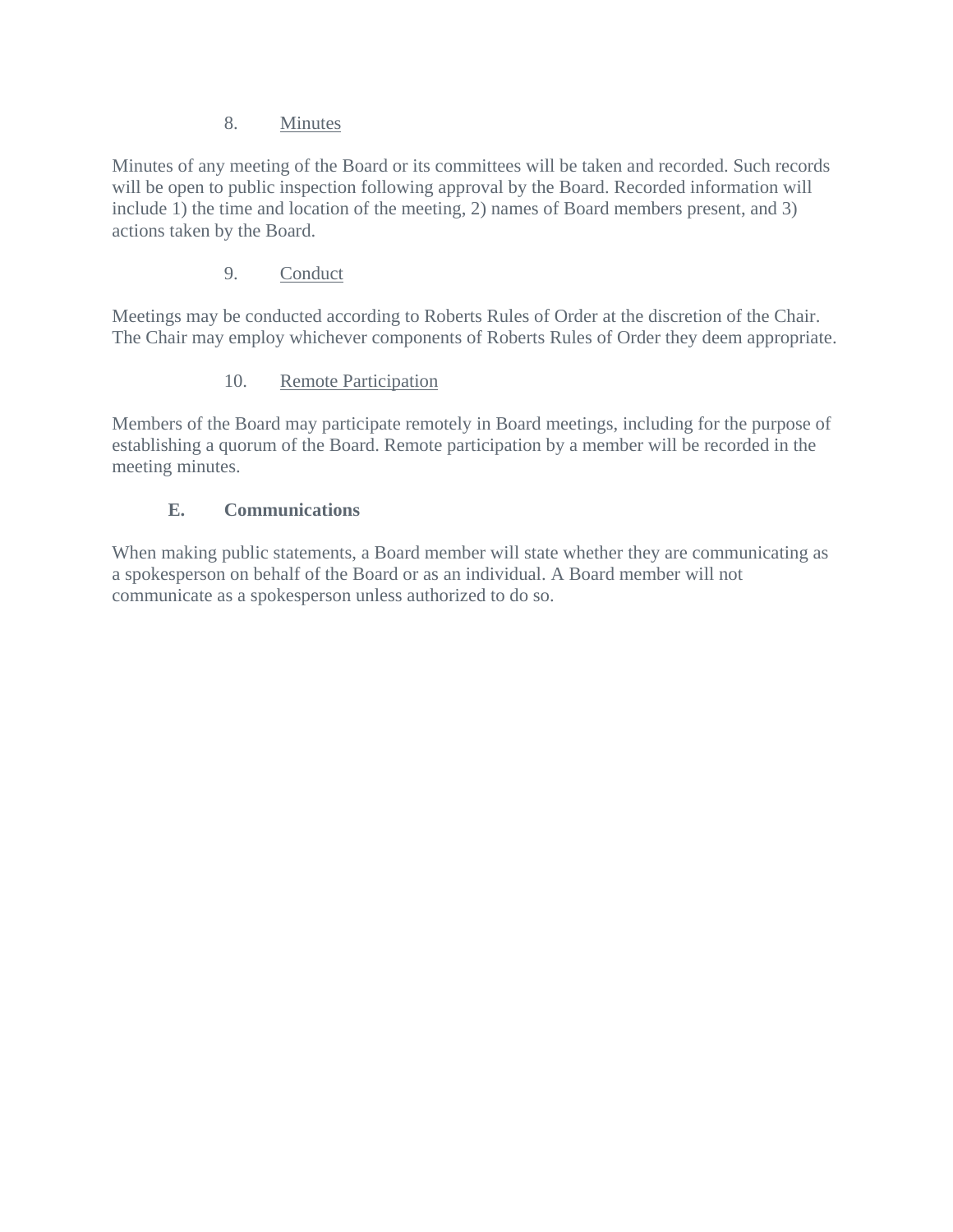8. <u>Minutes</u>

Minutes of any meeting of the Board or its committees will be taken and recorded. Such records will be open to public inspection following approval by the Board. Recorded information will include 1) the time and location of the meeting, 2) names of Board members present, and 3) actions taken by the Board.

9. <u>Conduct</u>

Meetings may be conducted according to Roberts Rules of Order at the discretion of the Chair. The Chair may employ whichever components of Roberts Rules of Order they deem appropriate.

10. <u>Remote Participation</u>

Members of the Board may participate remotely in Board meetings, including for the purpose of establishing a quorum of the Board. Remote participation by a member will be recorded in the meeting minutes.

**E. Communications**

When making public statements, a Board member will state whether they are communicating as a spokesperson on behalf of the Board or as an individual. A Board member will not communicate as a spokesperson unless authorized to do so.